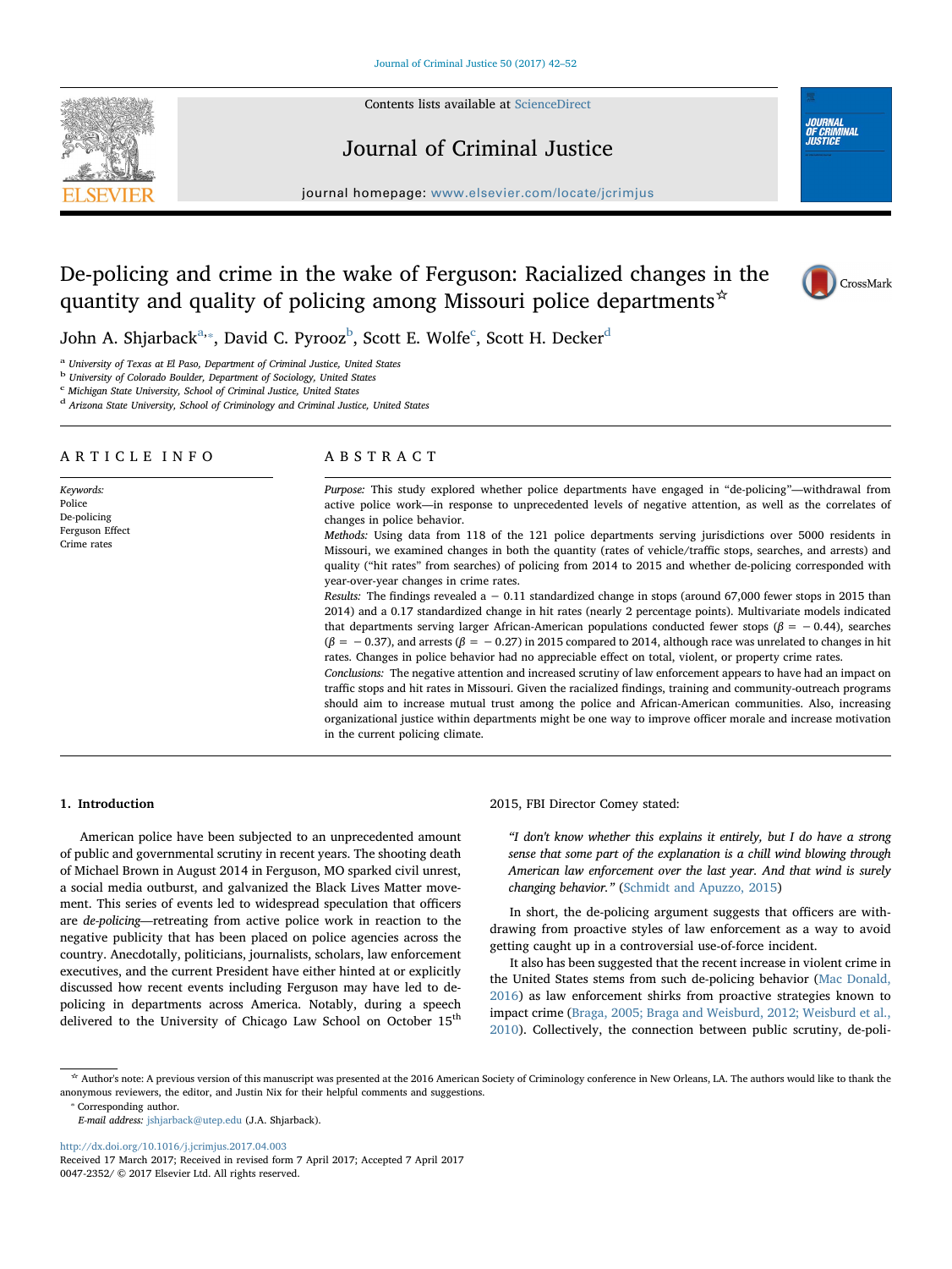# De-policing and crime in the wake of Ferguson: Racialized changes in the quantity and quality of policing among Missouri police departments☆

John A. Shjarback[a,*], David C. Pyrooz[b], Scott E. Wolfe[c], Scott H. Decker[d]

[a] University of Texas at El Paso, Department of Criminal Justice, United States
[b] University of Colorado Boulder, Department of Sociology, United States
[c] Michigan State University, School of Criminal Justice, United States
[d] Arizona State University, School of Criminology and Criminal Justice, United States

## ARTICLE INFO

*Keywords:*
Police
De-policing
Ferguson Effect
Crime rates

## ABSTRACT

*Purpose:* This study explored whether police departments have engaged in "de-policing"—withdrawal from active police work—in response to unprecedented levels of negative attention, as well as the correlates of changes in police behavior.

*Methods:* Using data from 118 of the 121 police departments serving jurisdictions over 5000 residents in Missouri, we examined changes in both the quantity (rates of vehicle/traffic stops, searches, and arrests) and quality ("hit rates" from searches) of policing from 2014 to 2015 and whether de-policing corresponded with year-over-year changes in crime rates.

*Results:* The findings revealed a − 0.11 standardized change in stops (around 67,000 fewer stops in 2015 than 2014) and a 0.17 standardized change in hit rates (nearly 2 percentage points). Multivariate models indicated that departments serving larger African-American populations conducted fewer stops ($\beta = -0.44$), searches ($\beta = -0.37$), and arrests ($\beta = -0.27$) in 2015 compared to 2014, although race was unrelated to changes in hit rates. Changes in police behavior had no appreciable effect on total, violent, or property crime rates.

*Conclusions:* The negative attention and increased scrutiny of law enforcement appears to have had an impact on traffic stops and hit rates in Missouri. Given the racialized findings, training and community-outreach programs should aim to increase mutual trust among the police and African-American communities. Also, increasing organizational justice within departments might be one way to improve officer morale and increase motivation in the current policing climate.

## 1. Introduction

American police have been subjected to an unprecedented amount of public and governmental scrutiny in recent years. The shooting death of Michael Brown in August 2014 in Ferguson, MO sparked civil unrest, a social media outburst, and galvanized the Black Lives Matter movement. This series of events led to widespread speculation that officers are *de-policing*—retreating from active police work in reaction to the negative publicity that has been placed on police agencies across the country. Anecdotally, politicians, journalists, scholars, law enforcement executives, and the current President have either hinted at or explicitly discussed how recent events including Ferguson may have led to de-policing in departments across America. Notably, during a speech delivered to the University of Chicago Law School on October 15th 2015, FBI Director Comey stated:

> *"I don't know whether this explains it entirely, but I do have a strong sense that some part of the explanation is a chill wind blowing through American law enforcement over the last year. And that wind is surely changing behavior."* (Schmidt and Apuzzo, 2015)

In short, the de-policing argument suggests that officers are withdrawing from proactive styles of law enforcement as a way to avoid getting caught up in a controversial use-of-force incident.

It also has been suggested that the recent increase in violent crime in the United States stems from such de-policing behavior (Mac Donald, 2016) as law enforcement shirks from proactive strategies known to impact crime (Braga, 2005; Braga and Weisburd, 2012; Weisburd et al., 2010). Collectively, the connection between public scrutiny, de-poli-

---

☆ Author's note: A previous version of this manuscript was presented at the 2016 American Society of Criminology conference in New Orleans, LA. The authors would like to thank the anonymous reviewers, the editor, and Justin Nix for their helpful comments and suggestions.

\* Corresponding author.
E-mail address: jshjarback@utep.edu (J.A. Shjarback).

http://dx.doi.org/10.1016/j.jcrimjus.2017.04.003
Received 17 March 2017; Received in revised form 7 April 2017; Accepted 7 April 2017
0047-2352/ © 2017 Elsevier Ltd. All rights reserved.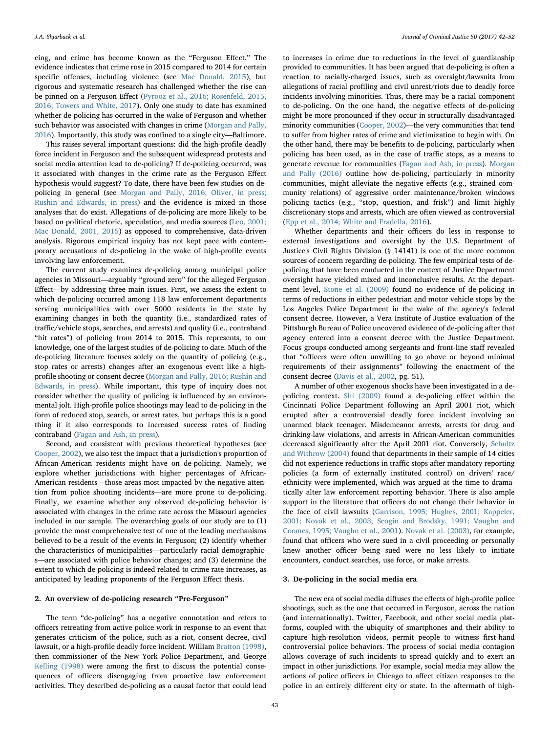cing, and crime has become known as the "Ferguson Effect." The evidence indicates that crime rose in 2015 compared to 2014 for certain specific offenses, including violence (see Mac Donald, 2015), but rigorous and systematic research has challenged whether the rise can be pinned on a Ferguson Effect (Pyrooz et al., 2016; Rosenfeld, 2015, 2016; Towers and White, 2017). Only one study to date has examined whether de-policing has occurred in the wake of Ferguson and whether such behavior was associated with changes in crime (Morgan and Pally, 2016). Importantly, this study was confined to a single city—Baltimore.

This raises several important questions: did the high-profile deadly force incident in Ferguson and the subsequent widespread protests and social media attention lead to de-policing? If de-policing occurred, was it associated with changes in the crime rate as the Ferguson Effect hypothesis would suggest? To date, there have been few studies on de-policing in general (see Morgan and Pally, 2016; Oliver, in press; Rushin and Edwards, in press) and the evidence is mixed in those analyses that do exist. Allegations of de-policing are more likely to be based on political rhetoric, speculation, and media sources (Leo, 2001; Mac Donald, 2001, 2015) as opposed to comprehensive, data-driven analysis. Rigorous empirical inquiry has not kept pace with contemporary accusations of de-policing in the wake of high-profile events involving law enforcement.

The current study examines de-policing among municipal police agencies in Missouri—arguably "ground zero" for the alleged Ferguson Effect—by addressing three main issues. First, we assess the extent to which de-policing occurred among 118 law enforcement departments serving municipalities with over 5000 residents in the state by examining changes in both the quantity (i.e., standardized rates of traffic/vehicle stops, searches, and arrests) and quality (i.e., contraband "hit rates") of policing from 2014 to 2015. This represents, to our knowledge, one of the largest studies of de-policing to date. Much of the de-policing literature focuses solely on the quantity of policing (e.g., stop rates or arrests) changes after an exogenous event like a high-profile shooting or consent decree (Morgan and Pally, 2016; Rushin and Edwards, in press). While important, this type of inquiry does not consider whether the quality of policing is influenced by an environmental jolt. High-profile police shootings may lead to de-policing in the form of reduced stop, search, or arrest rates, but perhaps this is a good thing if it also corresponds to increased success rates of finding contraband (Fagan and Ash, in press).

Second, and consistent with previous theoretical hypotheses (see Cooper, 2002), we also test the impact that a jurisdiction's proportion of African-American residents might have on de-policing. Namely, we explore whether jurisdictions with higher percentages of African-American residents—those areas most impacted by the negative attention from police shooting incidents—are more prone to de-policing. Finally, we examine whether any observed de-policing behavior is associated with changes in the crime rate across the Missouri agencies included in our sample. The overarching goals of our study are to (1) provide the most comprehensive test of one of the leading mechanisms believed to be a result of the events in Ferguson; (2) identify whether the characteristics of municipalities—particularly racial demographics—are associated with police behavior changes; and (3) determine the extent to which de-policing is indeed related to crime rate increases, as anticipated by leading proponents of the Ferguson Effect thesis.

## 2. An overview of de-policing research "Pre-Ferguson"

The term "de-policing" has a negative connotation and refers to officers retreating from active police work in response to an event that generates criticism of the police, such as a riot, consent decree, civil lawsuit, or a high-profile deadly force incident. William Bratton (1998), then commissioner of the New York Police Department, and George Kelling (1998) were among the first to discuss the potential consequences of officers disengaging from proactive law enforcement activities. They described de-policing as a causal factor that could lead to increases in crime due to reductions in the level of guardianship provided to communities. It has been argued that de-policing is often a reaction to racially-charged issues, such as oversight/lawsuits from allegations of racial profiling and civil unrest/riots due to deadly force incidents involving minorities. Thus, there may be a racial component to de-policing. On the one hand, the negative effects of de-policing might be more pronounced if they occur in structurally disadvantaged minority communities (Cooper, 2002)—the very communities that tend to suffer from higher rates of crime and victimization to begin with. On the other hand, there may be benefits to de-policing, particularly when policing has been used, as in the case of traffic stops, as a means to generate revenue for communities (Fagan and Ash, in press). Morgan and Pally (2016) outline how de-policing, particularly in minority communities, might alleviate the negative effects (e.g., strained community relations) of aggressive order maintenance/broken windows policing tactics (e.g., "stop, question, and frisk") and limit highly discretionary stops and arrests, which are often viewed as controversial (Epp et al., 2014; White and Fradella, 2016).

Whether departments and their officers do less in response to external investigations and oversight by the U.S. Department of Justice's Civil Rights Division (§ 14141) is one of the more common sources of concern regarding de-policing. The few empirical tests of de-policing that have been conducted in the context of Justice Department oversight have yielded mixed and inconclusive results. At the department level, Stone et al. (2009) found no evidence of de-policing in terms of reductions in either pedestrian and motor vehicle stops by the Los Angeles Police Department in the wake of the agency's federal consent decree. However, a Vera Institute of Justice evaluation of the Pittsburgh Bureau of Police uncovered evidence of de-policing after that agency entered into a consent decree with the Justice Department. Focus groups conducted among sergeants and front-line staff revealed that "officers were often unwilling to go above or beyond minimal requirements of their assignments" following the enactment of the consent decree (Davis et al., 2002, pg. 51).

A number of other exogenous shocks have been investigated in a de-policing context. Shi (2009) found a de-policing effect within the Cincinnati Police Department following an April 2001 riot, which erupted after a controversial deadly force incident involving an unarmed black teenager. Misdemeanor arrests, arrests for drug and drinking-law violations, and arrests in African-American communities decreased significantly after the April 2001 riot. Conversely, Schultz and Withrow (2004) found that departments in their sample of 14 cities did not experience reductions in traffic stops after mandatory reporting policies (a form of externally instituted control) on drivers' race/ethnicity were implemented, which was argued at the time to dramatically alter law enforcement reporting behavior. There is also ample support in the literature that officers do not change their behavior in the face of civil lawsuits (Garrison, 1995; Hughes, 2001; Kappeler, 2001; Novak et al., 2003; Scogin and Brodsky, 1991; Vaughn and Coomes, 1995; Vaughn et al., 2001). Novak et al. (2003), for example, found that officers who were sued in a civil proceeding or personally knew another officer being sued were no less likely to initiate encounters, conduct searches, use force, or make arrests.

## 3. De-policing in the social media era

The new era of social media diffuses the effects of high-profile police shootings, such as the one that occurred in Ferguson, across the nation (and internationally). Twitter, Facebook, and other social media platforms, coupled with the ubiquity of smartphones and their ability to capture high-resolution videos, permit people to witness first-hand controversial police behaviors. The process of social media contagion allows coverage of such incidents to spread quickly and to exert an impact in other jurisdictions. For example, social media may allow the actions of police officers in Chicago to affect citizen responses to the police in an entirely different city or state. In the aftermath of high-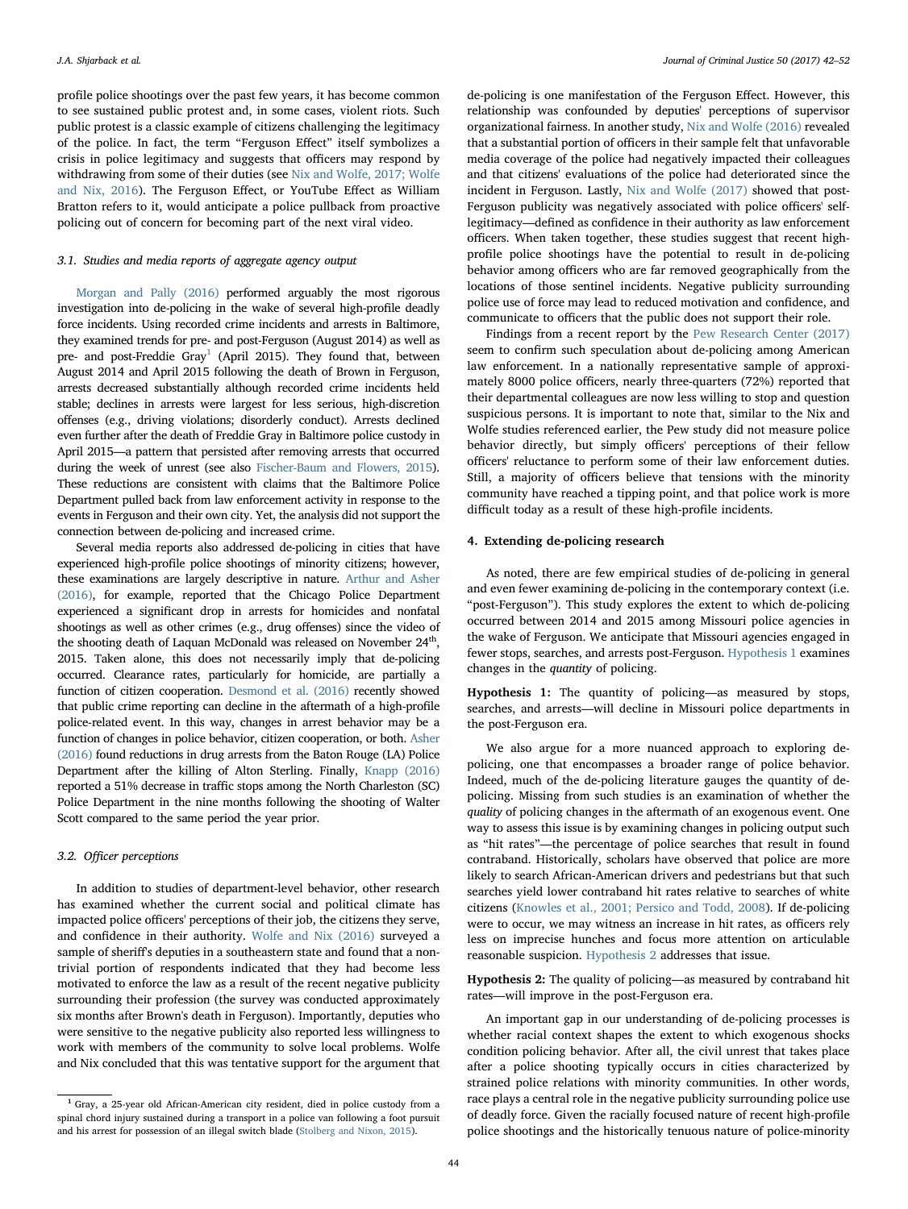profile police shootings over the past few years, it has become common to see sustained public protest and, in some cases, violent riots. Such public protest is a classic example of citizens challenging the legitimacy of the police. In fact, the term "Ferguson Effect" itself symbolizes a crisis in police legitimacy and suggests that officers may respond by withdrawing from some of their duties (see Nix and Wolfe, 2017; Wolfe and Nix, 2016). The Ferguson Effect, or YouTube Effect as William Bratton refers to it, would anticipate a police pullback from proactive policing out of concern for becoming part of the next viral video.

### 3.1. Studies and media reports of aggregate agency output

Morgan and Pally (2016) performed arguably the most rigorous investigation into de-policing in the wake of several high-profile deadly force incidents. Using recorded crime incidents and arrests in Baltimore, they examined trends for pre- and post-Ferguson (August 2014) as well as pre- and post-Freddie Gray[1] (April 2015). They found that, between August 2014 and April 2015 following the death of Brown in Ferguson, arrests decreased substantially although recorded crime incidents held stable; declines in arrests were largest for less serious, high-discretion offenses (e.g., driving violations; disorderly conduct). Arrests declined even further after the death of Freddie Gray in Baltimore police custody in April 2015—a pattern that persisted after removing arrests that occurred during the week of unrest (see also Fischer-Baum and Flowers, 2015). These reductions are consistent with claims that the Baltimore Police Department pulled back from law enforcement activity in response to the events in Ferguson and their own city. Yet, the analysis did not support the connection between de-policing and increased crime.

Several media reports also addressed de-policing in cities that have experienced high-profile police shootings of minority citizens; however, these examinations are largely descriptive in nature. Arthur and Asher (2016), for example, reported that the Chicago Police Department experienced a significant drop in arrests for homicides and nonfatal shootings as well as other crimes (e.g., drug offenses) since the video of the shooting death of Laquan McDonald was released on November 24th, 2015. Taken alone, this does not necessarily imply that de-policing occurred. Clearance rates, particularly for homicide, are partially a function of citizen cooperation. Desmond et al. (2016) recently showed that public crime reporting can decline in the aftermath of a high-profile police-related event. In this way, changes in arrest behavior may be a function of changes in police behavior, citizen cooperation, or both. Asher (2016) found reductions in drug arrests from the Baton Rouge (LA) Police Department after the killing of Alton Sterling. Finally, Knapp (2016) reported a 51% decrease in traffic stops among the North Charleston (SC) Police Department in the nine months following the shooting of Walter Scott compared to the same period the year prior.

### 3.2. Officer perceptions

In addition to studies of department-level behavior, other research has examined whether the current social and political climate has impacted police officers' perceptions of their job, the citizens they serve, and confidence in their authority. Wolfe and Nix (2016) surveyed a sample of sheriff's deputies in a southeastern state and found that a non-trivial portion of respondents indicated that they had become less motivated to enforce the law as a result of the recent negative publicity surrounding their profession (the survey was conducted approximately six months after Brown's death in Ferguson). Importantly, deputies who were sensitive to the negative publicity also reported less willingness to work with members of the community to solve local problems. Wolfe and Nix concluded that this was tentative support for the argument that de-policing is one manifestation of the Ferguson Effect. However, this relationship was confounded by deputies' perceptions of supervisor organizational fairness. In another study, Nix and Wolfe (2016) revealed that a substantial portion of officers in their sample felt that unfavorable media coverage of the police had negatively impacted their colleagues and that citizens' evaluations of the police had deteriorated since the incident in Ferguson. Lastly, Nix and Wolfe (2017) showed that post-Ferguson publicity was negatively associated with police officers' self-legitimacy—defined as confidence in their authority as law enforcement officers. When taken together, these studies suggest that recent high-profile police shootings have the potential to result in de-policing behavior among officers who are far removed geographically from the locations of those sentinel incidents. Negative publicity surrounding police use of force may lead to reduced motivation and confidence, and communicate to officers that the public does not support their role.

Findings from a recent report by the Pew Research Center (2017) seem to confirm such speculation about de-policing among American law enforcement. In a nationally representative sample of approximately 8000 police officers, nearly three-quarters (72%) reported that their departmental colleagues are now less willing to stop and question suspicious persons. It is important to note that, similar to the Nix and Wolfe studies referenced earlier, the Pew study did not measure police behavior directly, but simply officers' perceptions of their fellow officers' reluctance to perform some of their law enforcement duties. Still, a majority of officers believe that tensions with the minority community have reached a tipping point, and that police work is more difficult today as a result of these high-profile incidents.

## 4. Extending de-policing research

As noted, there are few empirical studies of de-policing in general and even fewer examining de-policing in the contemporary context (i.e. "post-Ferguson"). This study explores the extent to which de-policing occurred between 2014 and 2015 among Missouri police agencies in the wake of Ferguson. We anticipate that Missouri agencies engaged in fewer stops, searches, and arrests post-Ferguson. Hypothesis 1 examines changes in the *quantity* of policing.

**Hypothesis 1:** The quantity of policing—as measured by stops, searches, and arrests—will decline in Missouri police departments in the post-Ferguson era.

We also argue for a more nuanced approach to exploring de-policing, one that encompasses a broader range of police behavior. Indeed, much of the de-policing literature gauges the quantity of de-policing. Missing from such studies is an examination of whether the *quality* of policing changes in the aftermath of an exogenous event. One way to assess this issue is by examining changes in policing output such as "hit rates"—the percentage of police searches that result in found contraband. Historically, scholars have observed that police are more likely to search African-American drivers and pedestrians but that such searches yield lower contraband hit rates relative to searches of white citizens (Knowles et al., 2001; Persico and Todd, 2008). If de-policing were to occur, we may witness an increase in hit rates, as officers rely less on imprecise hunches and focus more attention on articulable reasonable suspicion. Hypothesis 2 addresses that issue.

**Hypothesis 2:** The quality of policing—as measured by contraband hit rates—will improve in the post-Ferguson era.

An important gap in our understanding of de-policing processes is whether racial context shapes the extent to which exogenous shocks condition policing behavior. After all, the civil unrest that takes place after a police shooting typically occurs in cities characterized by strained police relations with minority communities. In other words, race plays a central role in the negative publicity surrounding police use of deadly force. Given the racially focused nature of recent high-profile police shootings and the historically tenuous nature of police-minority

---

[1] Gray, a 25-year old African-American city resident, died in police custody from a spinal chord injury sustained during a transport in a police van following a foot pursuit and his arrest for possession of an illegal switch blade (Stolberg and Nixon, 2015).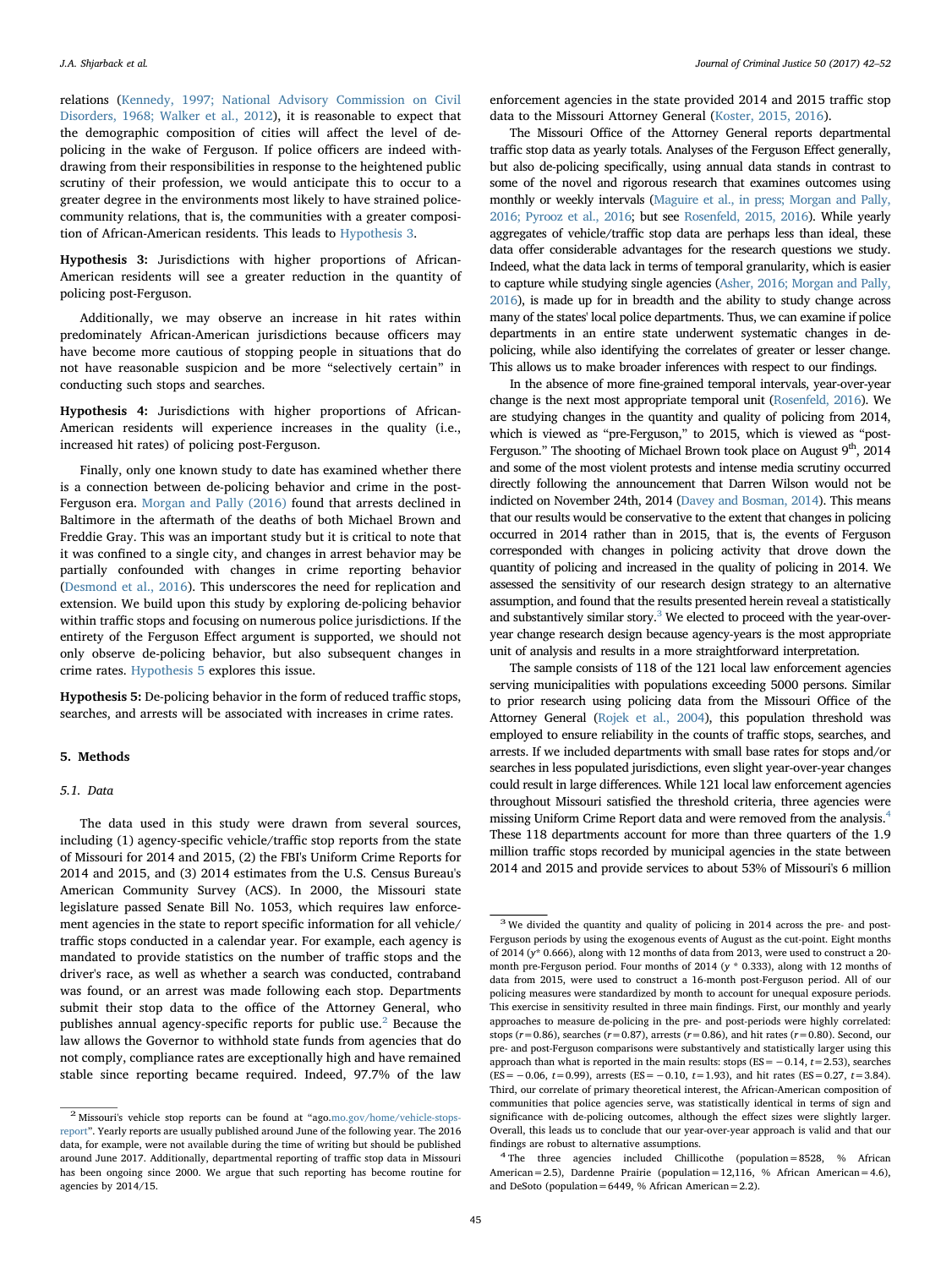relations (Kennedy, 1997; National Advisory Commission on Civil Disorders, 1968; Walker et al., 2012), it is reasonable to expect that the demographic composition of cities will affect the level of de-policing in the wake of Ferguson. If police officers are indeed withdrawing from their responsibilities in response to the heightened public scrutiny of their profession, we would anticipate this to occur to a greater degree in the environments most likely to have strained police-community relations, that is, the communities with a greater composition of African-American residents. This leads to Hypothesis 3.

**Hypothesis 3:** Jurisdictions with higher proportions of African-American residents will see a greater reduction in the quantity of policing post-Ferguson.

Additionally, we may observe an increase in hit rates within predominately African-American jurisdictions because officers may have become more cautious of stopping people in situations that do not have reasonable suspicion and be more "selectively certain" in conducting such stops and searches.

**Hypothesis 4:** Jurisdictions with higher proportions of African-American residents will experience increases in the quality (i.e., increased hit rates) of policing post-Ferguson.

Finally, only one known study to date has examined whether there is a connection between de-policing behavior and crime in the post-Ferguson era. Morgan and Pally (2016) found that arrests declined in Baltimore in the aftermath of the deaths of both Michael Brown and Freddie Gray. This was an important study but it is critical to note that it was confined to a single city, and changes in arrest behavior may be partially confounded with changes in crime reporting behavior (Desmond et al., 2016). This underscores the need for replication and extension. We build upon this study by exploring de-policing behavior within traffic stops and focusing on numerous police jurisdictions. If the entirety of the Ferguson Effect argument is supported, we should not only observe de-policing behavior, but also subsequent changes in crime rates. Hypothesis 5 explores this issue.

**Hypothesis 5:** De-policing behavior in the form of reduced traffic stops, searches, and arrests will be associated with increases in crime rates.

## 5. Methods

### 5.1. Data

The data used in this study were drawn from several sources, including (1) agency-specific vehicle/traffic stop reports from the state of Missouri for 2014 and 2015, (2) the FBI's Uniform Crime Reports for 2014 and 2015, and (3) 2014 estimates from the U.S. Census Bureau's American Community Survey (ACS). In 2000, the Missouri state legislature passed Senate Bill No. 1053, which requires law enforcement agencies in the state to report specific information for all vehicle/traffic stops conducted in a calendar year. For example, each agency is mandated to provide statistics on the number of traffic stops and the driver's race, as well as whether a search was conducted, contraband was found, or an arrest was made following each stop. Departments submit their stop data to the office of the Attorney General, who publishes annual agency-specific reports for public use.[2] Because the law allows the Governor to withhold state funds from agencies that do not comply, compliance rates are exceptionally high and have remained stable since reporting became required. Indeed, 97.7% of the law enforcement agencies in the state provided 2014 and 2015 traffic stop data to the Missouri Attorney General (Koster, 2015, 2016).

The Missouri Office of the Attorney General reports departmental traffic stop data as yearly totals. Analyses of the Ferguson Effect generally, but also de-policing specifically, using annual data stands in contrast to some of the novel and rigorous research that examines outcomes using monthly or weekly intervals (Maguire et al., in press; Morgan and Pally, 2016; Pyrooz et al., 2016; but see Rosenfeld, 2015, 2016). While yearly aggregates of vehicle/traffic stop data are perhaps less than ideal, these data offer considerable advantages for the research questions we study. Indeed, what the data lack in terms of temporal granularity, which is easier to capture while studying single agencies (Asher, 2016; Morgan and Pally, 2016), is made up for in breadth and the ability to study change across many of the states' local police departments. Thus, we can examine if police departments in an entire state underwent systematic changes in de-policing, while also identifying the correlates of greater or lesser change. This allows us to make broader inferences with respect to our findings.

In the absence of more fine-grained temporal intervals, year-over-year change is the next most appropriate temporal unit (Rosenfeld, 2016). We are studying changes in the quantity and quality of policing from 2014, which is viewed as "pre-Ferguson," to 2015, which is viewed as "post-Ferguson." The shooting of Michael Brown took place on August 9th, 2014 and some of the most violent protests and intense media scrutiny occurred directly following the announcement that Darren Wilson would not be indicted on November 24th, 2014 (Davey and Bosman, 2014). This means that our results would be conservative to the extent that changes in policing occurred in 2014 rather than in 2015, that is, the events of Ferguson corresponded with changes in policing activity that drove down the quantity of policing and increased in the quality of policing in 2014. We assessed the sensitivity of our research design strategy to an alternative assumption, and found that the results presented herein reveal a statistically and substantively similar story.[3] We elected to proceed with the year-over-year change research design because agency-years is the most appropriate unit of analysis and results in a more straightforward interpretation.

The sample consists of 118 of the 121 local law enforcement agencies serving municipalities with populations exceeding 5000 persons. Similar to prior research using policing data from the Missouri Office of the Attorney General (Rojek et al., 2004), this population threshold was employed to ensure reliability in the counts of traffic stops, searches, and arrests. If we included departments with small base rates for stops and/or searches in less populated jurisdictions, even slight year-over-year changes could result in large differences. While 121 local law enforcement agencies throughout Missouri satisfied the threshold criteria, three agencies were missing Uniform Crime Report data and were removed from the analysis.[4] These 118 departments account for more than three quarters of the 1.9 million traffic stops recorded by municipal agencies in the state between 2014 and 2015 and provide services to about 53% of Missouri's 6 million

---

[2] Missouri's vehicle stop reports can be found at "ago.mo.gov/home/vehicle-stops-report". Yearly reports are usually published around June of the following year. The 2016 data, for example, were not available during the time of writing but should be published around June 2017. Additionally, departmental reporting of traffic stop data in Missouri has been ongoing since 2000. We argue that such reporting has become routine for agencies by 2014/15.

[3] We divided the quantity and quality of policing in 2014 across the pre- and post-Ferguson periods by using the exogenous events of August as the cut-point. Eight months of 2014 ($y^*$ 0.666), along with 12 months of data from 2013, were used to construct a 20-month pre-Ferguson period. Four months of 2014 ($y$ * 0.333), along with 12 months of data from 2015, were used to construct a 16-month post-Ferguson period. All of our policing measures were standardized by month to account for unequal exposure periods. This exercise in sensitivity resulted in three main findings. First, our monthly and yearly approaches to measure de-policing in the pre- and post-periods were highly correlated: stops ($r = 0.86$), searches ($r = 0.87$), arrests ($r = 0.86$), and hit rates ($r = 0.80$). Second, our pre- and post-Ferguson comparisons were substantively and statistically larger using this approach than what is reported in the main results: stops (ES $= -0.14$, $t = 2.53$), searches (ES $= -0.06$, $t = 0.99$), arrests (ES $= -0.10$, $t = 1.93$), and hit rates (ES $= 0.27$, $t = 3.84$). Third, our correlate of primary theoretical interest, the African-American composition of communities that police agencies serve, was statistically identical in terms of sign and significance with de-policing outcomes, although the effect sizes were slightly larger. Overall, this leads us to conclude that our year-over-year approach is valid and that our findings are robust to alternative assumptions.

[4] The three agencies included Chillicothe (population = 8528, % African American = 2.5), Dardenne Prairie (population = 12,116, % African American = 4.6), and DeSoto (population = 6449, % African American = 2.2).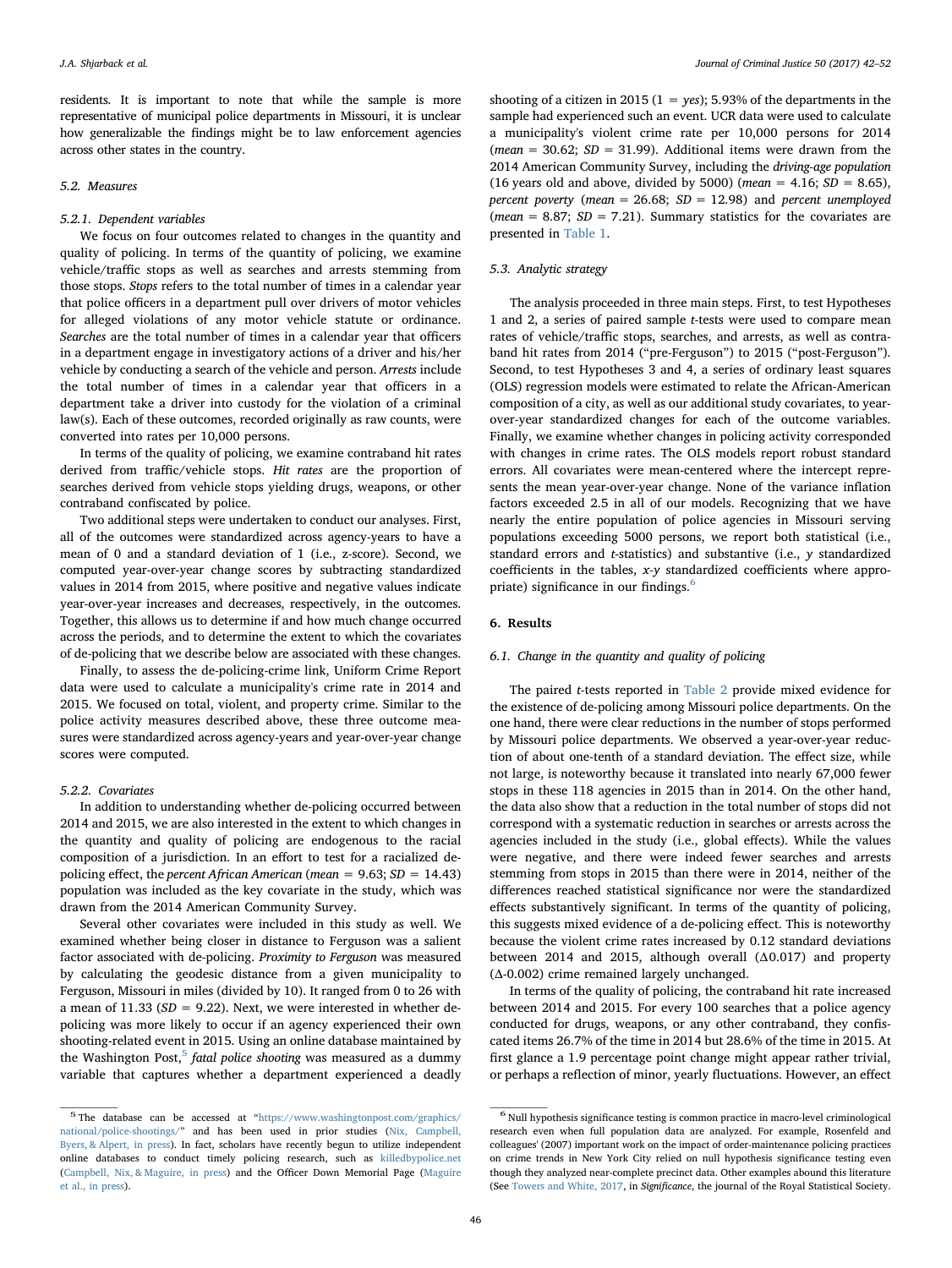residents. It is important to note that while the sample is more representative of municipal police departments in Missouri, it is unclear how generalizable the findings might be to law enforcement agencies across other states in the country.

### 5.2. Measures

#### 5.2.1. Dependent variables

We focus on four outcomes related to changes in the quantity and quality of policing. In terms of the quantity of policing, we examine vehicle/traffic stops as well as searches and arrests stemming from those stops. *Stops* refers to the total number of times in a calendar year that police officers in a department pull over drivers of motor vehicles for alleged violations of any motor vehicle statute or ordinance. *Searches* are the total number of times in a calendar year that officers in a department engage in investigatory actions of a driver and his/her vehicle by conducting a search of the vehicle and person. *Arrests* include the total number of times in a calendar year that officers in a department take a driver into custody for the violation of a criminal law(s). Each of these outcomes, recorded originally as raw counts, were converted into rates per 10,000 persons.

In terms of the quality of policing, we examine contraband hit rates derived from traffic/vehicle stops. *Hit rates* are the proportion of searches derived from vehicle stops yielding drugs, weapons, or other contraband confiscated by police.

Two additional steps were undertaken to conduct our analyses. First, all of the outcomes were standardized across agency-years to have a mean of 0 and a standard deviation of 1 (i.e., z-score). Second, we computed year-over-year change scores by subtracting standardized values in 2014 from 2015, where positive and negative values indicate year-over-year increases and decreases, respectively, in the outcomes. Together, this allows us to determine if and how much change occurred across the periods, and to determine the extent to which the covariates of de-policing that we describe below are associated with these changes.

Finally, to assess the de-policing-crime link, Uniform Crime Report data were used to calculate a municipality's crime rate in 2014 and 2015. We focused on total, violent, and property crime. Similar to the police activity measures described above, these three outcome measures were standardized across agency-years and year-over-year change scores were computed.

#### 5.2.2. Covariates

In addition to understanding whether de-policing occurred between 2014 and 2015, we are also interested in the extent to which changes in the quantity and quality of policing are endogenous to the racial composition of a jurisdiction. In an effort to test for a racialized de-policing effect, the *percent African American* (*mean* = 9.63; *SD* = 14.43) population was included as the key covariate in the study, which was drawn from the 2014 American Community Survey.

Several other covariates were included in this study as well. We examined whether being closer in distance to Ferguson was a salient factor associated with de-policing. *Proximity to Ferguson* was measured by calculating the geodesic distance from a given municipality to Ferguson, Missouri in miles (divided by 10). It ranged from 0 to 26 with a mean of 11.33 (*SD* = 9.22). Next, we were interested in whether de-policing was more likely to occur if an agency experienced their own shooting-related event in 2015. Using an online database maintained by the Washington Post,[5] *fatal police shooting* was measured as a dummy variable that captures whether a department experienced a deadly shooting of a citizen in 2015 (1 = *yes*); 5.93% of the departments in the sample had experienced such an event. UCR data were used to calculate a municipality's violent crime rate per 10,000 persons for 2014 (*mean* = 30.62; *SD* = 31.99). Additional items were drawn from the 2014 American Community Survey, including the *driving-age population* (16 years old and above, divided by 5000) (*mean* = 4.16; *SD* = 8.65), *percent poverty* (*mean* = 26.68; *SD* = 12.98) and *percent unemployed* (*mean* = 8.87; *SD* = 7.21). Summary statistics for the covariates are presented in Table 1.

### 5.3. Analytic strategy

The analysis proceeded in three main steps. First, to test Hypotheses 1 and 2, a series of paired sample *t*-tests were used to compare mean rates of vehicle/traffic stops, searches, and arrests, as well as contraband hit rates from 2014 ("pre-Ferguson") to 2015 ("post-Ferguson"). Second, to test Hypotheses 3 and 4, a series of ordinary least squares (OLS) regression models were estimated to relate the African-American composition of a city, as well as our additional study covariates, to year-over-year standardized changes for each of the outcome variables. Finally, we examine whether changes in policing activity corresponded with changes in crime rates. The OLS models report robust standard errors. All covariates were mean-centered where the intercept represents the mean year-over-year change. None of the variance inflation factors exceeded 2.5 in all of our models. Recognizing that we have nearly the entire population of police agencies in Missouri serving populations exceeding 5000 persons, we report both statistical (i.e., standard errors and *t*-statistics) and substantive (i.e., *y* standardized coefficients in the tables, *x-y* standardized coefficients where appropriate) significance in our findings.[6]

## 6. Results

### 6.1. Change in the quantity and quality of policing

The paired *t*-tests reported in Table 2 provide mixed evidence for the existence of de-policing among Missouri police departments. On the one hand, there were clear reductions in the number of stops performed by Missouri police departments. We observed a year-over-year reduction of about one-tenth of a standard deviation. The effect size, while not large, is noteworthy because it translated into nearly 67,000 fewer stops in these 118 agencies in 2015 than in 2014. On the other hand, the data also show that a reduction in the total number of stops did not correspond with a systematic reduction in searches or arrests across the agencies included in the study (i.e., global effects). While the values were negative, and there were indeed fewer searches and arrests stemming from stops in 2015 than there were in 2014, neither of the differences reached statistical significance nor were the standardized effects substantively significant. In terms of the quantity of policing, this suggests mixed evidence of a de-policing effect. This is noteworthy because the violent crime rates increased by 0.12 standard deviations between 2014 and 2015, although overall ($\Delta$0.017) and property ($\Delta$-0.002) crime remained largely unchanged.

In terms of the quality of policing, the contraband hit rate increased between 2014 and 2015. For every 100 searches that a police agency conducted for drugs, weapons, or any other contraband, they confiscated items 26.7% of the time in 2014 but 28.6% of the time in 2015. At first glance a 1.9 percentage point change might appear rather trivial, or perhaps a reflection of minor, yearly fluctuations. However, an effect

---

[5] The database can be accessed at "https://www.washingtonpost.com/graphics/national/police-shootings/" and has been used in prior studies (Nix, Campbell, Byers, & Alpert, in press). In fact, scholars have recently begun to utilize independent online databases to conduct timely policing research, such as killedbypolice.net (Campbell, Nix, & Maguire, in press) and the Officer Down Memorial Page (Maguire et al., in press).

[6] Null hypothesis significance testing is common practice in macro-level criminological research even when full population data are analyzed. For example, Rosenfeld and colleagues' (2007) important work on the impact of order-maintenance policing practices on crime trends in New York City relied on null hypothesis significance testing even though they analyzed near-complete precinct data. Other examples abound this literature (See Towers and White, 2017, in *Significance*, the journal of the Royal Statistical Society.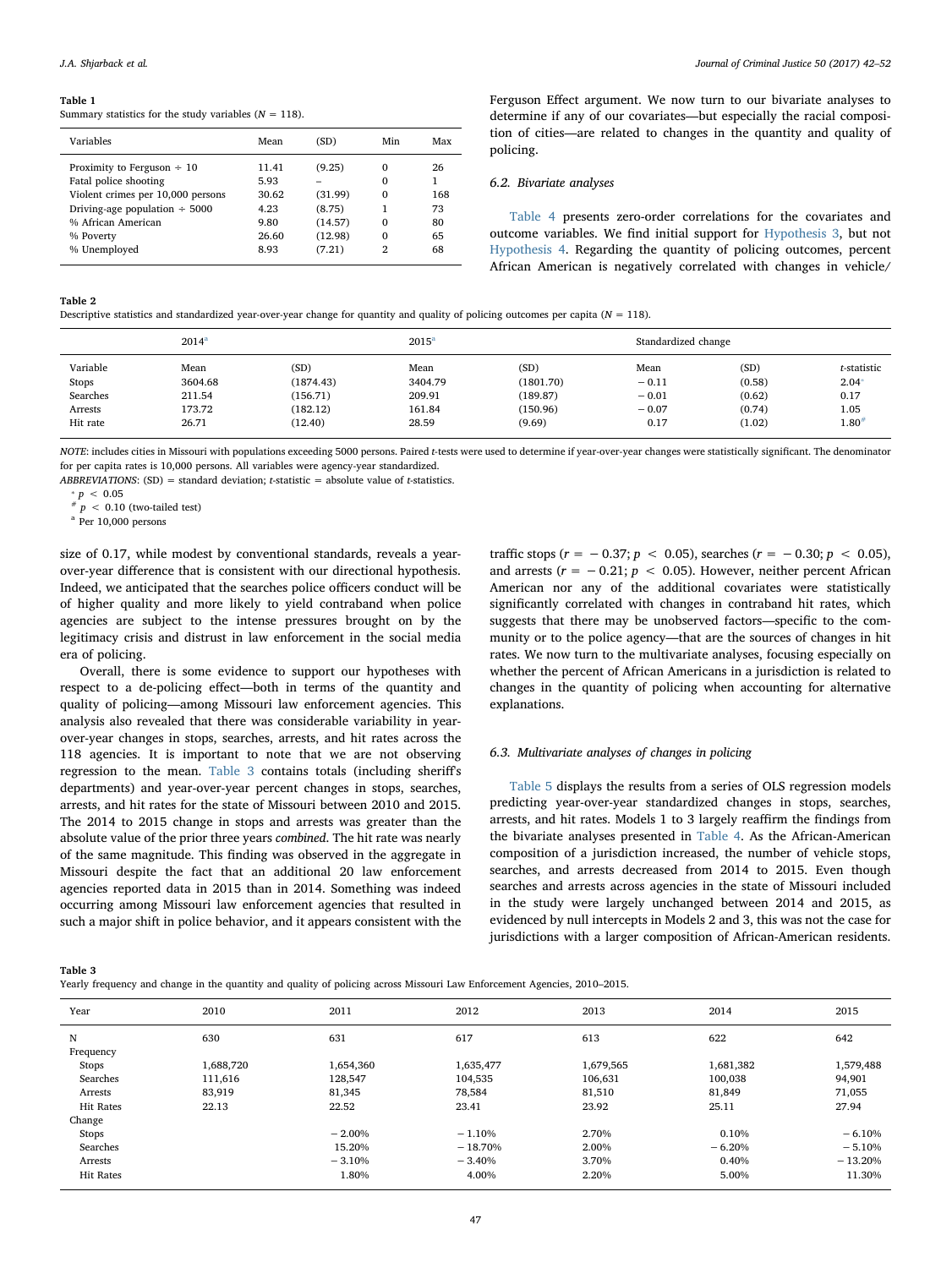**Table 1**
Summary statistics for the study variables ($N$ = 118).

| Variables | Mean | (SD) | Min | Max |
|---|---|---|---|---|
| Proximity to Ferguson ÷ 10 | 11.41 | (9.25) | 0 | 26 |
| Fatal police shooting | 5.93 | – | 0 | 1 |
| Violent crimes per 10,000 persons | 30.62 | (31.99) | 0 | 168 |
| Driving-age population ÷ 5000 | 4.23 | (8.75) | 1 | 73 |
| % African American | 9.80 | (14.57) | 0 | 80 |
| % Poverty | 26.60 | (12.98) | 0 | 65 |
| % Unemployed | 8.93 | (7.21) | 2 | 68 |

**Table 2**
Descriptive statistics and standardized year-over-year change for quantity and quality of policing outcomes per capita ($N$ = 118).

| | 2014[a] | | 2015[a] | | Standardized change | | |
|---|---|---|---|---|---|---|---|
| Variable | Mean | (SD) | Mean | (SD) | Mean | (SD) | *t*-statistic |
| Stops | 3604.68 | (1874.43) | 3404.79 | (1801.70) | −0.11 | (0.58) | 2.04* |
| Searches | 211.54 | (156.71) | 209.91 | (189.87) | −0.01 | (0.62) | 0.17 |
| Arrests | 173.72 | (182.12) | 161.84 | (150.96) | −0.07 | (0.74) | 1.05 |
| Hit rate | 26.71 | (12.40) | 28.59 | (9.69) | 0.17 | (1.02) | 1.80# |

*NOTE*: includes cities in Missouri with populations exceeding 5000 persons. Paired *t*-tests were used to determine if year-over-year changes were statistically significant. The denominator for per capita rates is 10,000 persons. All variables were agency-year standardized.
*ABBREVIATIONS*: (SD) = standard deviation; *t*-statistic = absolute value of *t*-statistics.
* $p < 0.05$
# $p < 0.10$ (two-tailed test)
[a] Per 10,000 persons

size of 0.17, while modest by conventional standards, reveals a year-over-year difference that is consistent with our directional hypothesis. Indeed, we anticipated that the searches police officers conduct will be of higher quality and more likely to yield contraband when police agencies are subject to the intense pressures brought on by the legitimacy crisis and distrust in law enforcement in the social media era of policing.

Overall, there is some evidence to support our hypotheses with respect to a de-policing effect—both in terms of the quantity and quality of policing—among Missouri law enforcement agencies. This analysis also revealed that there was considerable variability in year-over-year changes in stops, searches, arrests, and hit rates across the 118 agencies. It is important to note that we are not observing regression to the mean. Table 3 contains totals (including sheriff's departments) and year-over-year percent changes in stops, searches, arrests, and hit rates for the state of Missouri between 2010 and 2015. The 2014 to 2015 change in stops and arrests was greater than the absolute value of the prior three years *combined*. The hit rate was nearly of the same magnitude. This finding was observed in the aggregate in Missouri despite the fact that an additional 20 law enforcement agencies reported data in 2015 than in 2014. Something was indeed occurring among Missouri law enforcement agencies that resulted in such a major shift in police behavior, and it appears consistent with the Ferguson Effect argument. We now turn to our bivariate analyses to determine if any of our covariates—but especially the racial composition of cities—are related to changes in the quantity and quality of policing.

### 6.2. Bivariate analyses

Table 4 presents zero-order correlations for the covariates and outcome variables. We find initial support for Hypothesis 3, but not Hypothesis 4. Regarding the quantity of policing outcomes, percent African American is negatively correlated with changes in vehicle/traffic stops ($r = -0.37$; $p < 0.05$), searches ($r = -0.30$; $p < 0.05$), and arrests ($r = -0.21$; $p < 0.05$). However, neither percent African American nor any of the additional covariates were statistically significantly correlated with changes in contraband hit rates, which suggests that there may be unobserved factors—specific to the community or to the police agency—that are the sources of changes in hit rates. We now turn to the multivariate analyses, focusing especially on whether the percent of African Americans in a jurisdiction is related to changes in the quantity of policing when accounting for alternative explanations.

### 6.3. Multivariate analyses of changes in policing

Table 5 displays the results from a series of OLS regression models predicting year-over-year standardized changes in stops, searches, arrests, and hit rates. Models 1 to 3 largely reaffirm the findings from the bivariate analyses presented in Table 4. As the African-American composition of a jurisdiction increased, the number of vehicle stops, searches, and arrests decreased from 2014 to 2015. Even though searches and arrests across agencies in the state of Missouri included in the study were largely unchanged between 2014 and 2015, as evidenced by null intercepts in Models 2 and 3, this was not the case for jurisdictions with a larger composition of African-American residents.

**Table 3**
Yearly frequency and change in the quantity and quality of policing across Missouri Law Enforcement Agencies, 2010–2015.

| Year | 2010 | 2011 | 2012 | 2013 | 2014 | 2015 |
|---|---|---|---|---|---|---|
| N | 630 | 631 | 617 | 613 | 622 | 642 |
| Frequency | | | | | | |
| Stops | 1,688,720 | 1,654,360 | 1,635,477 | 1,679,565 | 1,681,382 | 1,579,488 |
| Searches | 111,616 | 128,547 | 104,535 | 106,631 | 100,038 | 94,901 |
| Arrests | 83,919 | 81,345 | 78,584 | 81,510 | 81,849 | 71,055 |
| Hit Rates | 22.13 | 22.52 | 23.41 | 23.92 | 25.11 | 27.94 |
| Change | | | | | | |
| Stops | | −2.00% | −1.10% | 2.70% | 0.10% | −6.10% |
| Searches | | 15.20% | −18.70% | 2.00% | −6.20% | −5.10% |
| Arrests | | −3.10% | −3.40% | 3.70% | 0.40% | −13.20% |
| Hit Rates | | 1.80% | 4.00% | 2.20% | 5.00% | 11.30% |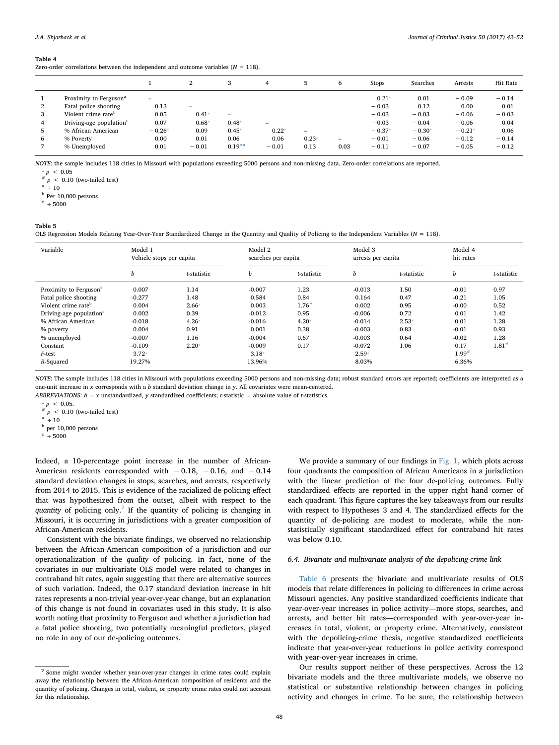**Table 4**
Zero-order correlations between the independent and outcome variables (N = 118).

| | | 1 | 2 | 3 | 4 | 5 | 6 | Stops | Searches | Arrests | Hit Rate |
|---|---|---|---|---|---|---|---|---|---|---|---|
| 1 | Proximity to Ferguson[a] | – | | | | | | 0.21* | 0.01 | −0.09 | −0.14 |
| 2 | Fatal police shooting | 0.13 | – | | | | | −0.03 | 0.12 | 0.00 | 0.01 |
| 3 | Violent crime rate[b] | 0.05 | 0.41* | – | | | | −0.03 | −0.03 | −0.06 | −0.03 |
| 4 | Driving-age population[c] | 0.07 | 0.68* | 0.48* | – | | | −0.03 | −0.04 | −0.06 | 0.04 |
| 5 | % African American | −0.26* | 0.09 | 0.45* | 0.22* | – | | −0.37* | −0.30* | −0.21* | 0.06 |
| 6 | % Poverty | 0.00 | 0.01 | 0.06 | 0.06 | 0.23* | – | −0.01 | −0.06 | −0.12 | −0.14 |
| 7 | % Unemployed | 0.01 | −0.01 | 0.19#a | −0.01 | 0.13 | 0.03 | −0.11 | −0.07 | −0.05 | −0.12 |

NOTE: the sample includes 118 cities in Missouri with populations exceeding 5000 persons and non-missing data. Zero-order correlations are reported.

* $p < 0.05$
# $p < 0.10$ (two-tailed test)
a ÷ 10
b Per 10,000 persons
c ÷ 5000

**Table 5**
OLS Regression Models Relating Year-Over-Year Standardized Change in the Quantity and Quality of Policing to the Independent Variables (N = 118).

| Variable | Model 1 Vehicle stops per capita | | Model 2 searches per capita | | Model 3 arrests per capita | | Model 4 hit rates | |
|---|---|---|---|---|---|---|---|---|
| | *b* | *t*-statistic | *b* | *t*-statistic | *b* | *t*-statistic | *b* | *t*-statistic |
| Proximity to Ferguson[a] | 0.007 | 1.14 | -0.007 | 1.23 | -0.013 | 1.50 | -0.01 | 0.97 |
| Fatal police shooting | -0.277 | 1.48 | 0.584 | 0.84 | 0.164 | 0.47 | -0.21 | 1.05 |
| Violent crime rate[b] | 0.004 | 2.66* | 0.003 | 1.76# | 0.002 | 0.95 | -0.00 | 0.52 |
| Driving-age population[c] | 0.002 | 0.39 | -0.012 | 0.95 | -0.006 | 0.72 | 0.01 | 1.42 |
| % African American | -0.018 | 4.26* | -0.016 | 4.20* | -0.014 | 2.53* | 0.01 | 1.28 |
| % poverty | 0.004 | 0.91 | 0.001 | 0.38 | -0.003 | 0.83 | -0.01 | 0.93 |
| % unemployed | -0.007 | 1.16 | -0.004 | 0.67 | -0.003 | 0.64 | -0.02 | 1.28 |
| Constant | -0.109 | 2.20* | -0.009 | 0.17 | -0.072 | 1.06 | 0.17 | 1.81# |
| *F*-test | 3.72* | | 3.18* | | 2.59* | | 1.99# | |
| *R*-Squared | 19.27% | | 13.96% | | 8.03% | | 6.36% | |

NOTE: The sample includes 118 cities in Missouri with populations exceeding 5000 persons and non-missing data; robust standard errors are reported; coefficients are interpreted as a one-unit increase in x corresponds with a b standard deviation change in y. All covariates were mean-centered.
ABBREVIATIONS: b = x unstandardized, y standardized coefficients; t-statistic = absolute value of t-statistics.

* $p < 0.05$.
# $p < 0.10$ (two-tailed test)
a ÷ 10
b per 10,000 persons
c ÷ 5000

Indeed, a 10-percentage point increase in the number of African-American residents corresponded with −0.18, −0.16, and −0.14 standard deviation changes in stops, searches, and arrests, respectively from 2014 to 2015. This is evidence of the racialized de-policing effect that was hypothesized from the outset, albeit with respect to the *quantity* of policing only.[7] If the quantity of policing is changing in Missouri, it is occurring in jurisdictions with a greater composition of African-American residents.

Consistent with the bivariate findings, we observed no relationship between the African-American composition of a jurisdiction and our operationalization of the *quality* of policing. In fact, none of the covariates in our multivariate OLS model were related to changes in contraband hit rates, again suggesting that there are alternative sources of such variation. Indeed, the 0.17 standard deviation increase in hit rates represents a non-trivial year-over-year change, but an explanation of this change is not found in covariates used in this study. It is also worth noting that proximity to Ferguson and whether a jurisdiction had a fatal police shooting, two potentially meaningful predictors, played no role in any of our de-policing outcomes.

We provide a summary of our findings in Fig. 1, which plots across four quadrants the composition of African Americans in a jurisdiction with the linear prediction of the four de-policing outcomes. Fully standardized effects are reported in the upper right hand corner of each quadrant. This figure captures the key takeaways from our results with respect to Hypotheses 3 and 4. The standardized effects for the quantity of de-policing are modest to moderate, while the non-statistically significant standardized effect for contraband hit rates was below 0.10.

### 6.4. Bivariate and multivariate analysis of the depolicing-crime link

Table 6 presents the bivariate and multivariate results of OLS models that relate differences in policing to differences in crime across Missouri agencies. Any positive standardized coefficients indicate that year-over-year increases in police activity—more stops, searches, and arrests, and better hit rates—corresponded with year-over-year increases in total, violent, or property crime. Alternatively, consistent with the depolicing-crime thesis, negative standardized coefficients indicate that year-over-year reductions in police activity correspond with year-over-year increases in crime.

Our results support neither of these perspectives. Across the 12 bivariate models and the three multivariate models, we observe no statistical or substantive relationship between changes in policing activity and changes in crime. To be sure, the relationship between

[7] Some might wonder whether year-over-year changes in crime rates could explain away the relationship between the African-American composition of residents and the quantity of policing. Changes in total, violent, or property crime rates could not account for this relationship.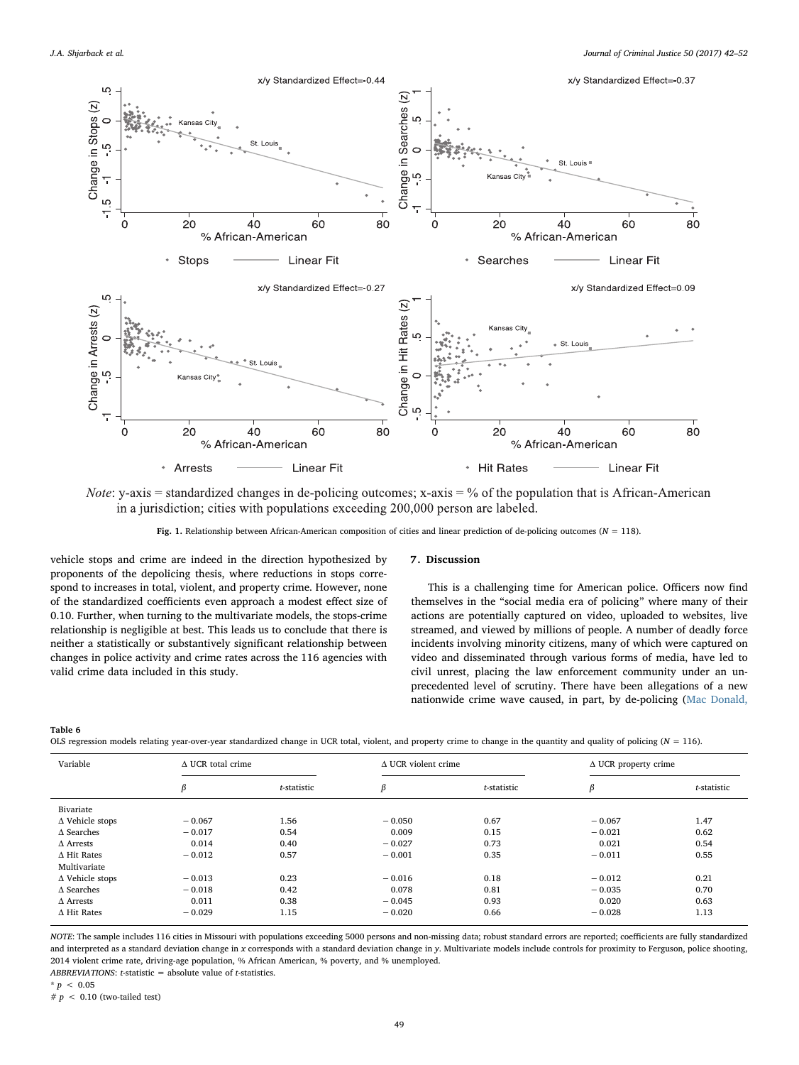*Note*: y-axis = standardized changes in de-policing outcomes; x-axis = % of the population that is African-American in a jurisdiction; cities with populations exceeding 200,000 person are labeled.

**Fig. 1.** Relationship between African-American composition of cities and linear prediction of de-policing outcomes ($N = 118$).

vehicle stops and crime are indeed in the direction hypothesized by proponents of the depolicing thesis, where reductions in stops correspond to increases in total, violent, and property crime. However, none of the standardized coefficients even approach a modest effect size of 0.10. Further, when turning to the multivariate models, the stops-crime relationship is negligible at best. This leads us to conclude that there is neither a statistically or substantively significant relationship between changes in police activity and crime rates across the 116 agencies with valid crime data included in this study.

## 7. Discussion

This is a challenging time for American police. Officers now find themselves in the "social media era of policing" where many of their actions are potentially captured on video, uploaded to websites, live streamed, and viewed by millions of people. A number of deadly force incidents involving minority citizens, many of which were captured on video and disseminated through various forms of media, have led to civil unrest, placing the law enforcement community under an unprecedented level of scrutiny. There have been allegations of a new nationwide crime wave caused, in part, by de-policing (Mac Donald,

**Table 6**
OLS regression models relating year-over-year standardized change in UCR total, violent, and property crime to change in the quantity and quality of policing ($N = 116$).

| Variable | Δ UCR total crime | | Δ UCR violent crime | | Δ UCR property crime | |
|---|---|---|---|---|---|---|
| | $\beta$ | *t*-statistic | $\beta$ | *t*-statistic | $\beta$ | *t*-statistic |
| Bivariate | | | | | | |
| Δ Vehicle stops | −0.067 | 1.56 | −0.050 | 0.67 | −0.067 | 1.47 |
| Δ Searches | −0.017 | 0.54 | 0.009 | 0.15 | −0.021 | 0.62 |
| Δ Arrests | 0.014 | 0.40 | −0.027 | 0.73 | 0.021 | 0.54 |
| Δ Hit Rates | −0.012 | 0.57 | −0.001 | 0.35 | −0.011 | 0.55 |
| Multivariate | | | | | | |
| Δ Vehicle stops | −0.013 | 0.23 | −0.016 | 0.18 | −0.012 | 0.21 |
| Δ Searches | −0.018 | 0.42 | 0.078 | 0.81 | −0.035 | 0.70 |
| Δ Arrests | 0.011 | 0.38 | −0.045 | 0.93 | 0.020 | 0.63 |
| Δ Hit Rates | −0.029 | 1.15 | −0.020 | 0.66 | −0.028 | 1.13 |

*NOTE*: The sample includes 116 cities in Missouri with populations exceeding 5000 persons and non-missing data; robust standard errors are reported; coefficients are fully standardized and interpreted as a standard deviation change in x corresponds with a standard deviation change in y. Multivariate models include controls for proximity to Ferguson, police shooting, 2014 violent crime rate, driving-age population, % African American, % poverty, and % unemployed.

*ABBREVIATIONS*: *t*-statistic = absolute value of *t*-statistics.

* $p < 0.05$

# $p < 0.10$ (two-tailed test)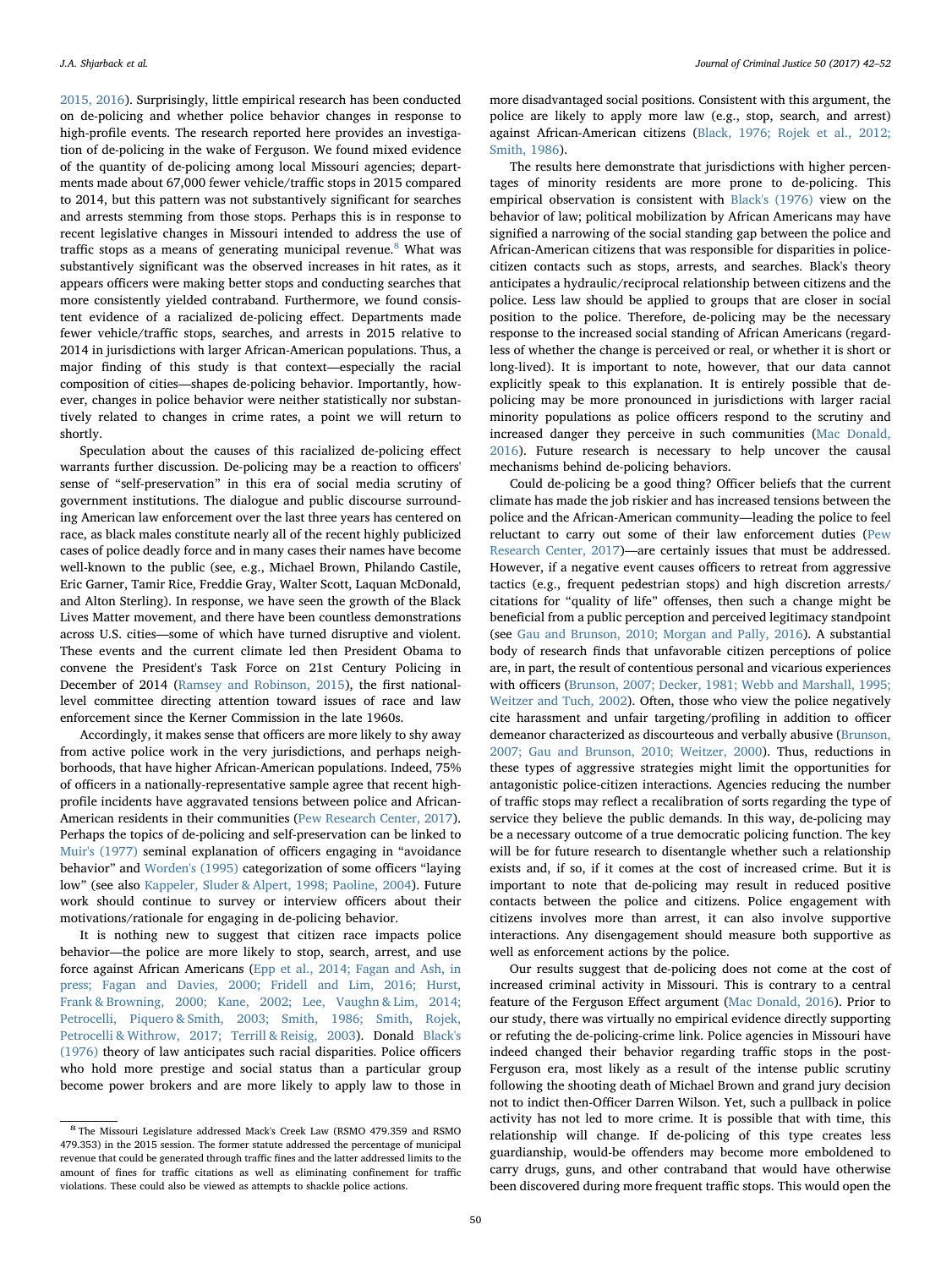2015, 2016). Surprisingly, little empirical research has been conducted on de-policing and whether police behavior changes in response to high-profile events. The research reported here provides an investigation of de-policing in the wake of Ferguson. We found mixed evidence of the quantity of de-policing among local Missouri agencies; departments made about 67,000 fewer vehicle/traffic stops in 2015 compared to 2014, but this pattern was not substantively significant for searches and arrests stemming from those stops. Perhaps this is in response to recent legislative changes in Missouri intended to address the use of traffic stops as a means of generating municipal revenue.[8] What was substantively significant was the observed increases in hit rates, as it appears officers were making better stops and conducting searches that more consistently yielded contraband. Furthermore, we found consistent evidence of a racialized de-policing effect. Departments made fewer vehicle/traffic stops, searches, and arrests in 2015 relative to 2014 in jurisdictions with larger African-American populations. Thus, a major finding of this study is that context—especially the racial composition of cities—shapes de-policing behavior. Importantly, however, changes in police behavior were neither statistically nor substantively related to changes in crime rates, a point we will return to shortly.

Speculation about the causes of this racialized de-policing effect warrants further discussion. De-policing may be a reaction to officers' sense of "self-preservation" in this era of social media scrutiny of government institutions. The dialogue and public discourse surrounding American law enforcement over the last three years has centered on race, as black males constitute nearly all of the recent highly publicized cases of police deadly force and in many cases their names have become well-known to the public (see, e.g., Michael Brown, Philando Castile, Eric Garner, Tamir Rice, Freddie Gray, Walter Scott, Laquan McDonald, and Alton Sterling). In response, we have seen the growth of the Black Lives Matter movement, and there have been countless demonstrations across U.S. cities—some of which have turned disruptive and violent. These events and the current climate led then President Obama to convene the President's Task Force on 21st Century Policing in December of 2014 (Ramsey and Robinson, 2015), the first national-level committee directing attention toward issues of race and law enforcement since the Kerner Commission in the late 1960s.

Accordingly, it makes sense that officers are more likely to shy away from active police work in the very jurisdictions, and perhaps neighborhoods, that have higher African-American populations. Indeed, 75% of officers in a nationally-representative sample agree that recent high-profile incidents have aggravated tensions between police and African-American residents in their communities (Pew Research Center, 2017). Perhaps the topics of de-policing and self-preservation can be linked to Muir's (1977) seminal explanation of officers engaging in "avoidance behavior" and Worden's (1995) categorization of some officers "laying low" (see also Kappeler, Sluder & Alpert, 1998; Paoline, 2004). Future work should continue to survey or interview officers about their motivations/rationale for engaging in de-policing behavior.

It is nothing new to suggest that citizen race impacts police behavior—the police are more likely to stop, search, arrest, and use force against African Americans (Epp et al., 2014; Fagan and Ash, in press; Fagan and Davies, 2000; Fridell and Lim, 2016; Hurst, Frank & Browning, 2000; Kane, 2002; Lee, Vaughn & Lim, 2014; Petrocelli, Piquero & Smith, 2003; Smith, 1986; Smith, Rojek, Petrocelli & Withrow, 2017; Terrill & Reisig, 2003). Donald Black's (1976) theory of law anticipates such racial disparities. Police officers who hold more prestige and social status than a particular group become power brokers and are more likely to apply law to those in more disadvantaged social positions. Consistent with this argument, the police are likely to apply more law (e.g., stop, search, and arrest) against African-American citizens (Black, 1976; Rojek et al., 2012; Smith, 1986).

The results here demonstrate that jurisdictions with higher percentages of minority residents are more prone to de-policing. This empirical observation is consistent with Black's (1976) view on the behavior of law; political mobilization by African Americans may have signified a narrowing of the social standing gap between the police and African-American citizens that was responsible for disparities in police-citizen contacts such as stops, arrests, and searches. Black's theory anticipates a hydraulic/reciprocal relationship between citizens and the police. Less law should be applied to groups that are closer in social position to the police. Therefore, de-policing may be the necessary response to the increased social standing of African Americans (regardless of whether the change is perceived or real, or whether it is short or long-lived). It is important to note, however, that our data cannot explicitly speak to this explanation. It is entirely possible that de-policing may be more pronounced in jurisdictions with larger racial minority populations as police officers respond to the scrutiny and increased danger they perceive in such communities (Mac Donald, 2016). Future research is necessary to help uncover the causal mechanisms behind de-policing behaviors.

Could de-policing be a good thing? Officer beliefs that the current climate has made the job riskier and has increased tensions between the police and the African-American community—leading the police to feel reluctant to carry out some of their law enforcement duties (Pew Research Center, 2017)—are certainly issues that must be addressed. However, if a negative event causes officers to retreat from aggressive tactics (e.g., frequent pedestrian stops) and high discretion arrests/citations for "quality of life" offenses, then such a change might be beneficial from a public perception and perceived legitimacy standpoint (see Gau and Brunson, 2010; Morgan and Pally, 2016). A substantial body of research finds that unfavorable citizen perceptions of police are, in part, the result of contentious personal and vicarious experiences with officers (Brunson, 2007; Decker, 1981; Webb and Marshall, 1995; Weitzer and Tuch, 2002). Often, those who view the police negatively cite harassment and unfair targeting/profiling in addition to officer demeanor characterized as discourteous and verbally abusive (Brunson, 2007; Gau and Brunson, 2010; Weitzer, 2000). Thus, reductions in these types of aggressive strategies might limit the opportunities for antagonistic police-citizen interactions. Agencies reducing the number of traffic stops may reflect a recalibration of sorts regarding the type of service they believe the public demands. In this way, de-policing may be a necessary outcome of a true democratic policing function. The key will be for future research to disentangle whether such a relationship exists and, if so, if it comes at the cost of increased crime. But it is important to note that de-policing may result in reduced positive contacts between the police and citizens. Police engagement with citizens involves more than arrest, it can also involve supportive interactions. Any disengagement should measure both supportive as well as enforcement actions by the police.

Our results suggest that de-policing does not come at the cost of increased criminal activity in Missouri. This is contrary to a central feature of the Ferguson Effect argument (Mac Donald, 2016). Prior to our study, there was virtually no empirical evidence directly supporting or refuting the de-policing-crime link. Police agencies in Missouri have indeed changed their behavior regarding traffic stops in the post-Ferguson era, most likely as a result of the intense public scrutiny following the shooting death of Michael Brown and grand jury decision not to indict then-Officer Darren Wilson. Yet, such a pullback in police activity has not led to more crime. It is possible that with time, this relationship will change. If de-policing of this type creates less guardianship, would-be offenders may become more emboldened to carry drugs, guns, and other contraband that would have otherwise been discovered during more frequent traffic stops. This would open the

[8] The Missouri Legislature addressed Mack's Creek Law (RSMO 479.359 and RSMO 479.353) in the 2015 session. The former statute addressed the percentage of municipal revenue that could be generated through traffic fines and the latter addressed limits to the amount of fines for traffic citations as well as eliminating confinement for traffic violations. These could also be viewed as attempts to shackle police actions.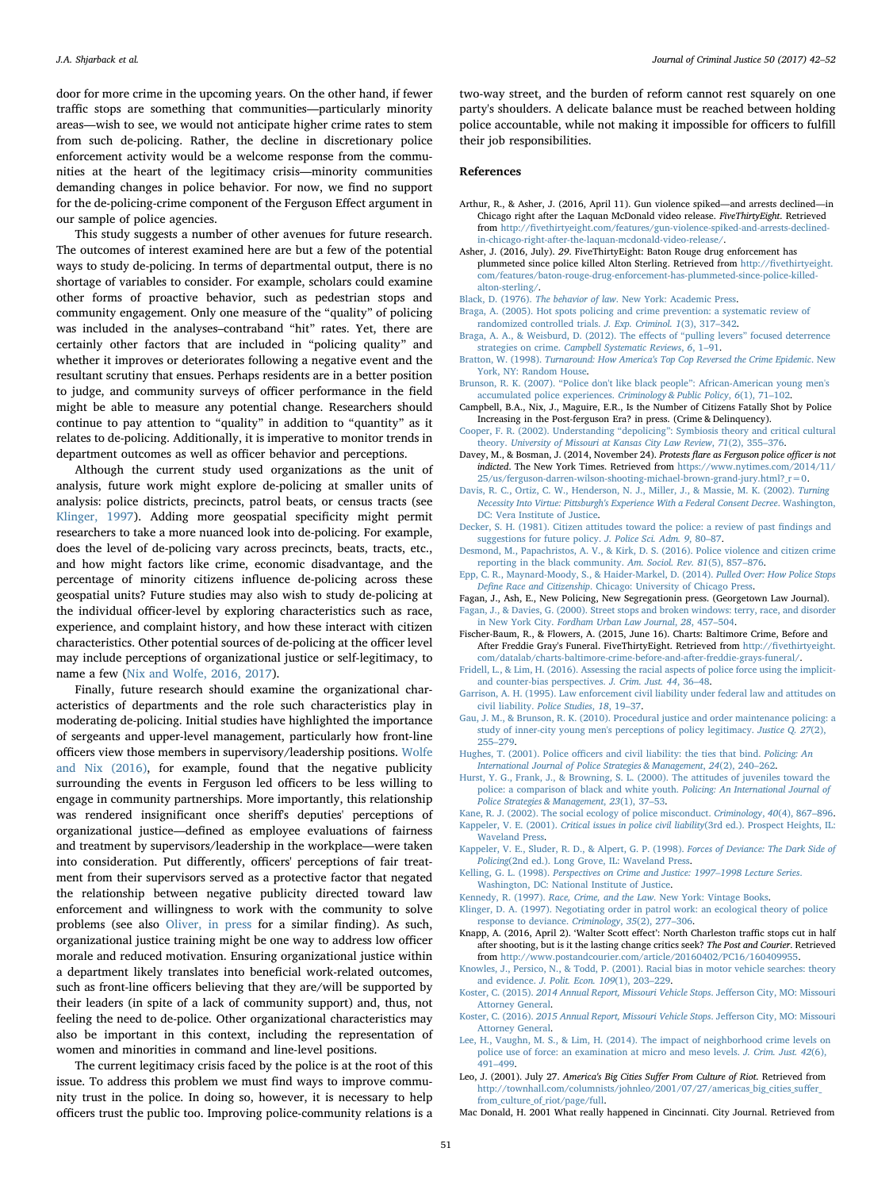door for more crime in the upcoming years. On the other hand, if fewer traffic stops are something that communities—particularly minority areas—wish to see, we would not anticipate higher crime rates to stem from such de-policing. Rather, the decline in discretionary police enforcement activity would be a welcome response from the communities at the heart of the legitimacy crisis—minority communities demanding changes in police behavior. For now, we find no support for the de-policing-crime component of the Ferguson Effect argument in our sample of police agencies.

This study suggests a number of other avenues for future research. The outcomes of interest examined here are but a few of the potential ways to study de-policing. In terms of departmental output, there is no shortage of variables to consider. For example, scholars could examine other forms of proactive behavior, such as pedestrian stops and community engagement. Only one measure of the "quality" of policing was included in the analyses–contraband "hit" rates. Yet, there are certainly other factors that are included in "policing quality" and whether it improves or deteriorates following a negative event and the resultant scrutiny that ensues. Perhaps residents are in a better position to judge, and community surveys of officer performance in the field might be able to measure any potential change. Researchers should continue to pay attention to "quality" in addition to "quantity" as it relates to de-policing. Additionally, it is imperative to monitor trends in department outcomes as well as officer behavior and perceptions.

Although the current study used organizations as the unit of analysis, future work might explore de-policing at smaller units of analysis: police districts, precincts, patrol beats, or census tracts (see Klinger, 1997). Adding more geospatial specificity might permit researchers to take a more nuanced look into de-policing. For example, does the level of de-policing vary across precincts, beats, tracts, etc., and how might factors like crime, economic disadvantage, and the percentage of minority citizens influence de-policing across these geospatial units? Future studies may also wish to study de-policing at the individual officer-level by exploring characteristics such as race, experience, and complaint history, and how these interact with citizen characteristics. Other potential sources of de-policing at the officer level may include perceptions of organizational justice or self-legitimacy, to name a few (Nix and Wolfe, 2016, 2017).

Finally, future research should examine the organizational characteristics of departments and the role such characteristics play in moderating de-policing. Initial studies have highlighted the importance of sergeants and upper-level management, particularly how front-line officers view those members in supervisory/leadership positions. Wolfe and Nix (2016), for example, found that the negative publicity surrounding the events in Ferguson led officers to be less willing to engage in community partnerships. More importantly, this relationship was rendered insignificant once sheriff's deputies' perceptions of organizational justice—defined as employee evaluations of fairness and treatment by supervisors/leadership in the workplace—were taken into consideration. Put differently, officers' perceptions of fair treatment from their supervisors served as a protective factor that negated the relationship between negative publicity directed toward law enforcement and willingness to work with the community to solve problems (see also Oliver, in press for a similar finding). As such, organizational justice training might be one way to address low officer morale and reduced motivation. Ensuring organizational justice within a department likely translates into beneficial work-related outcomes, such as front-line officers believing that they are/will be supported by their leaders (in spite of a lack of community support) and, thus, not feeling the need to de-police. Other organizational characteristics may also be important in this context, including the representation of women and minorities in command and line-level positions.

The current legitimacy crisis faced by the police is at the root of this issue. To address this problem we must find ways to improve community trust in the police. In doing so, however, it is necessary to help officers trust the public too. Improving police-community relations is a two-way street, and the burden of reform cannot rest squarely on one party's shoulders. A delicate balance must be reached between holding police accountable, while not making it impossible for officers to fulfill their job responsibilities.

## References

Arthur, R., & Asher, J. (2016, April 11). Gun violence spiked—and arrests declined—in Chicago right after the Laquan McDonald video release. *FiveThirtyEight*. Retrieved from http://fivethirtyeight.com/features/gun-violence-spiked-and-arrests-declined-in-chicago-right-after-the-laquan-mcdonald-video-release/.

Asher, J. (2016, July). *29*. FiveThirtyEight: Baton Rouge drug enforcement has plummeted since police killed Alton Sterling. Retrieved from http://fivethirtyeight.com/features/baton-rouge-drug-enforcement-has-plummeted-since-police-killed-alton-sterling/.

Black, D. (1976). *The behavior of law*. New York: Academic Press.

Braga, A. (2005). Hot spots policing and crime prevention: a systematic review of randomized controlled trials. *J. Exp. Criminol. 1*(3), 317–342.

Braga, A. A., & Weisburd, D. (2012). The effects of "pulling levers" focused deterrence strategies on crime. *Campbell Systematic Reviews*, *6*, 1–91.

Bratton, W. (1998). *Turnaround: How America's Top Cop Reversed the Crime Epidemic*. New York, NY: Random House.

Brunson, R. K. (2007). "Police don't like black people": African-American young men's accumulated police experiences. *Criminology & Public Policy*, *6*(1), 71–102.

Campbell, B.A., Nix, J., Maguire, E.R., Is the Number of Citizens Fatally Shot by Police Increasing in the Post-ferguson Era? in press. (Crime & Delinquency).

Cooper, F. R. (2002). Understanding "depolicing": Symbiosis theory and critical cultural theory. *University of Missouri at Kansas City Law Review*, *71*(2), 355–376.

Davey, M., & Bosman, J. (2014, November 24). *Protests flare as Ferguson police officer is not indicted*. The New York Times. Retrieved from https://www.nytimes.com/2014/11/25/us/ferguson-darren-wilson-shooting-michael-brown-grand-jury.html?_r=0.

Davis, R. C., Ortiz, C. W., Henderson, N. J., Miller, J., & Massie, M. K. (2002). *Turning Necessity Into Virtue: Pittsburgh's Experience With a Federal Consent Decree*. Washington, DC: Vera Institute of Justice.

Decker, S. H. (1981). Citizen attitudes toward the police: a review of past findings and suggestions for future policy. *J. Police Sci. Adm. 9*, 80–87.

Desmond, M., Papachristos, A. V., & Kirk, D. S. (2016). Police violence and citizen crime reporting in the black community. *Am. Sociol. Rev. 81*(5), 857–876.

Epp, C. R., Maynard-Moody, S., & Haider-Markel, D. (2014). *Pulled Over: How Police Stops Define Race and Citizenship*. Chicago: University of Chicago Press.

Fagan, J., Ash, E., New Policing, New Segregationin press. (Georgetown Law Journal).

Fagan, J., & Davies, G. (2000). Street stops and broken windows: terry, race, and disorder in New York City. *Fordham Urban Law Journal*, *28*, 457–504.

Fischer-Baum, R., & Flowers, A. (2015, June 16). Charts: Baltimore Crime, Before and After Freddie Gray's Funeral. FiveThirtyEight. Retrieved from http://fivethirtyeight.com/datalab/charts-baltimore-crime-before-and-after-freddie-grays-funeral/.

Fridell, L., & Lim, H. (2016). Assessing the racial aspects of police force using the implicit- and counter-bias perspectives. *J. Crim. Just. 44*, 36–48.

Garrison, A. H. (1995). Law enforcement civil liability under federal law and attitudes on civil liability. *Police Studies*, *18*, 19–37.

Gau, J. M., & Brunson, R. K. (2010). Procedural justice and order maintenance policing: a study of inner-city young men's perceptions of policy legitimacy. *Justice Q. 27*(2), 255–279.

Hughes, T. (2001). Police officers and civil liability: the ties that bind. *Policing: An International Journal of Police Strategies & Management*, *24*(2), 240–262.

Hurst, Y. G., Frank, J., & Browning, S. L. (2000). The attitudes of juveniles toward the police: a comparison of black and white youth. *Policing: An International Journal of Police Strategies & Management, 23*(1), 37–53.

Kane, R. J. (2002). The social ecology of police misconduct. *Criminology*, *40*(4), 867–896.

Kappeler, V. E. (2001). *Critical issues in police civil liability*(3rd ed.). Prospect Heights, IL: Waveland Press.

Kappeler, V. E., Sluder, R. D., & Alpert, G. P. (1998). *Forces of Deviance: The Dark Side of Policing*(2nd ed.). Long Grove, IL: Waveland Press.

Kelling, G. L. (1998). *Perspectives on Crime and Justice: 1997–1998 Lecture Series*. Washington, DC: National Institute of Justice.

Kennedy, R. (1997). *Race, Crime, and the Law*. New York: Vintage Books.

Klinger, D. A. (1997). Negotiating order in patrol work: an ecological theory of police response to deviance. *Criminology*, *35*(2), 277–306.

Knapp, A. (2016, April 2). 'Walter Scott effect': North Charleston traffic stops cut in half after shooting, but is it the lasting change critics seek? *The Post and Courier*. Retrieved from http://www.postandcourier.com/article/20160402/PC16/160409955.

Knowles, J., Persico, N., & Todd, P. (2001). Racial bias in motor vehicle searches: theory and evidence. *J. Polit. Econ. 109*(1), 203–229.

Koster, C. (2015). *2014 Annual Report, Missouri Vehicle Stops*. Jefferson City, MO: Missouri Attorney General.

Koster, C. (2016). *2015 Annual Report, Missouri Vehicle Stops*. Jefferson City, MO: Missouri Attorney General.

Lee, H., Vaughn, M. S., & Lim, H. (2014). The impact of neighborhood crime levels on police use of force: an examination at micro and meso levels. *J. Crim. Just. 42*(6), 491–499.

Leo, J. (2001). July 27. *America's Big Cities Suffer From Culture of Riot*. Retrieved from http://townhall.com/columnists/johnleo/2001/07/27/americas_big_cities_suffer_from_culture_of_riot/page/full.

Mac Donald, H. 2001 What really happened in Cincinnati. City Journal. Retrieved from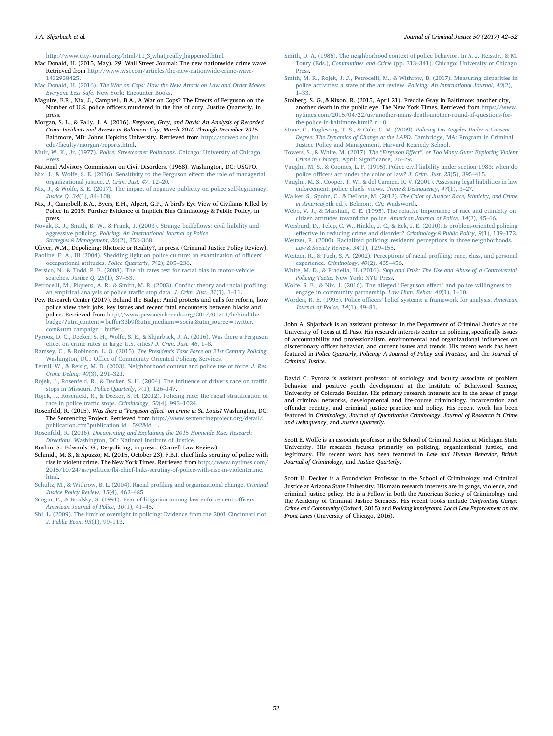http://www.city-journal.org/html/11_3_what_really_happened.html.

Mac Donald, H. (2015, May). *29*. Wall Street Journal: The new nationwide crime wave. Retrieved from http://www.wsj.com/articles/the-new-nationwide-crime-wave-1432938425.

Mac Donald, H. (2016). *The War on Cops: How the New Attack on Law and Order Makes Everyone Less Safe*. New York: Encounter Books.

Maguire, E.R., Nix, J., Campbell, B.A., A War on Cops? The Effects of Ferguson on the Number of U.S. police officers murdered in the line of duty, Justice Quarterly, in press.

Morgan, S. L., & Pally, J. A. (2016). *Ferguson, Gray, and Davis: An Analysis of Recorded Crime Incidents and Arrests in Baltimore City, March 2010 Through December 2015*. Baltimore, MD: Johns Hopkins University. Retrieved from http://socweb.soc.jhu.edu/faculty/morgan/reports.html.

Muir, W. K., Jr. (1977). *Police: Streetcorner Politicians*. Chicago: University of Chicago Press.

National Advisory Commission on Civil Disorders. (1968). Washington, DC: USGPO.

Nix, J., & Wolfe, S. E. (2016). Sensitivity to the Ferguson effect: the role of managerial organizational justice. *J. Crim. Just. 47*, 12–20.

Nix, J., & Wolfe, S. E. (2017). The impact of negative publicity on police self-legitimacy. *Justice Q. 34*(1), 84–108.

Nix, J., Campbell, B.A., Byers, E.H., Alpert, G.P., A bird's Eye View of Civilians Killed by Police in 2015: Further Evidence of Implicit Bias Criminology & Public Policy, in press.

Novak, K. J., Smith, B. W., & Frank, J. (2003). Strange bedfellows: civil liability and aggressive policing. *Policing: An International Journal of Police Strategies & Management, 26*(2), 352–368.

Oliver, W.M., Depolicing: Rhetoric or Reality?, in press. (Criminal Justice Policy Review).

Paoline, E. A., III (2004). Shedding light on police culture: an examination of officers' occupational attitudes. *Police Quarterly, 7*(2), 205–236.

Persico, N., & Todd, P. E. (2008). The hit rates test for racial bias in motor-vehicle searches. *Justice Q. 25*(1), 37–53.

Petrocelli, M., Piquero, A. R., & Smith, M. R. (2003). Conflict theory and racial profiling: an empirical analysis of police traffic stop data. *J. Crim. Just. 31*(1), 1–11.

Pew Research Center (2017). Behind the Badge: Amid protests and calls for reform, how police view their jobs, key issues and recent fatal encounters between blacks and police. Retrieved from http://www.pewsocialtrends.org/2017/01/11/behind-the-badge/?utm_content=buffer33b9f&utm_medium=social&utm_source=twitter.com&utm_campaign=buffer.

Pyrooz, D. C., Decker, S. H., Wolfe, S. E., & Shjarback, J. A. (2016). Was there a Ferguson effect on crime rates in large U.S. cities? *J. Crim. Just. 46*, 1–8.

Ramsey, C., & Robinson, L. O. (2015). *The President's Task Force on 21st Century Policing*. Washington, DC.: Office of Community Oriented Policing Services.

Terrill, W., & Reisig, M. D. (2003). Neighborhood context and police use of force. *J. Res. Crime Delinq. 40*(3), 291–321.

Rojek, J., Rosenfeld, R., & Decker, S. H. (2004). The influence of driver's race on traffic stops in Missouri. *Police Quarterly, 7*(1), 126–147.

Rojek, J., Rosenfeld, R., & Decker, S. H. (2012). Policing race: the racial stratification of race in police traffic stops. *Criminology, 50*(4), 993–1024.

Rosenfeld, R. (2015). *Was there a "Ferguson effect" on crime in St. Louis?* Washington, DC: The Sentencing Project. Retrieved from http://www.sentencingproject.org/detail/publication.cfm?publication_id=592&id=.

Rosenfeld, R. (2016). *Documenting and Explaining the 2015 Homicide Rise: Research Directions*. Washington, DC: National Institute of Justice.

Rushin, S., Edwards, G., De-policing, in press., (Cornell Law Review).

Schmidt, M. S., & Apuzzo, M. (2015, October 23). F.B.I. chief links scrutiny of police with rise in violent crime. The New York Times. Retrieved from http://www.nytimes.com/2015/10/24/us/politics/fbi-chief-links-scrutiny-of-police-with-rise-in-violentcrime.html.

Schultz, M., & Withrow, B. L. (2004). Racial profiling and organizational change. *Criminal Justice Policy Review, 15*(4), 462–485.

Scogin, F., & Brodsky, S. (1991). Fear of litigation among law enforcement officers. *American Journal of Police, 10*(1), 41–45.

Shi, L. (2009). The limit of oversight in policing: Evidence from the 2001 Cincinnati riot. *J. Public Econ. 93*(1), 99–113.

Smith, D. A. (1986). The neighborhood context of police behavior. In A. J. ReissJr., & M. Tonry (Eds.), *Communities and Crime* (pp. 313–341). Chicago: University of Chicago Press.

Smith, M. R., Rojek, J. J., Petrocelli, M., & Withrow, B. (2017). Measuring disparities in police activities: a state of the art review. *Policing: An International Journal, 40*(2), 1–33.

Stolberg, S. G., & Nixon, R. (2015, April 21). Freddie Gray in Baltimore: another city, another death in the public eye. The New York Times. Retrieved from https://www.nytimes.com/2015/04/22/us/another-mans-death-another-round-of-questions-for-the-police-in-baltimore.html?_r=0.

Stone, C., Foglesong, T. S., & Cole, C. M. (2009). *Policing Los Angeles Under a Consent Degree: The Dynamics of Change at the LAPD*. Cambridge, MA: Program in Criminal Justice Policy and Management, Harvard Kennedy School.

Towers, S., & White, M. (2017). *The "Ferguson Effect", or Too Many Guns: Exploring Violent Crime in Chicago*. April: Significance, 26–29.

Vaughn, M. S., & Coomes, L. F. (1995). Police civil liability under section 1983: when do police officers act under the color of law? *J. Crim. Just. 23*(5), 395–415.

Vaughn, M. S., Cooper, T. W., & del Carmen, R. V. (2001). Assessing legal liabilities in law enforcement: police chiefs' views. *Crime & Delinquency, 47*(1), 3–27.

Walker, S., Spohn, C., & DeLone, M. (2012). *The Color of Justice: Race, Ethnicity, and Crime in America*(5th ed.). Belmont, CA: Wadsworth.

Webb, V. J., & Marshall, C. E. (1995). The relative importance of race and ethnicity on citizen attitudes toward the police. *American Journal of Police, 14*(2), 45–66.

Weisburd, D., Telep, C. W., Hinkle, J. C., & Eck, J. E. (2010). Is problem-oriented policing effective in reducing crime and disorder? *Criminology & Public Policy, 9*(1), 139–172.

Weitzer, R. (2000). Racialized policing: residents' perceptions in three neighborhoods. *Law & Society Review, 34*(1), 129–155.

Weitzer, R., & Tuch, S. A. (2002). Perceptions of racial profiling: race, class, and personal experience. *Criminology, 40*(2), 435–456.

White, M. D., & Fradella, H. (2016). *Stop and Frisk: The Use and Abuse of a Controversial Policing Tactic*. New York: NYU Press.

Wolfe, S. E., & Nix, J. (2016). The alleged "Ferguson effect" and police willingness to engage in community partnership. *Law Hum. Behav. 40*(1), 1–10.

Worden, R. E. (1995). Police officers' belief systems: a framework for analysis. *American Journal of Police, 14*(1), 49–81.

John A. Shjarback is an assistant professor in the Department of Criminal Justice at the University of Texas at El Paso. His research interests center on policing, specifically issues of accountability and professionalism, environmental and organizational influences on discretionary officer behavior, and current issues and trends. His recent work has been featured in *Police Quarterly*, *Policing: A Journal of Policy and Practice*, and the *Journal of Criminal Justice*.

David C. Pyrooz is assistant professor of sociology and faculty associate of problem behavior and positive youth development at the Institute of Behavioral Science, University of Colorado Boulder. His primary research interests are in the areas of gangs and criminal networks, developmental and life-course criminology, incarceration and offender reentry, and criminal justice practice and policy. His recent work has been featured in *Criminology, Journal of Quantitative Criminology*, *Journal of Research in Crime and Delinquency*, and *Justice Quarterly*.

Scott E. Wolfe is an associate professor in the School of Criminal Justice at Michigan State University. His research focuses primarily on policing, organizational justice, and legitimacy. His recent work has been featured in *Law and Human Behavior*, *British Journal of Criminology*, and *Justice Quarterly*.

Scott H. Decker is a Foundation Professor in the School of Criminology and Criminal Justice at Arizona State University. His main research interests are in gangs, violence, and criminal justice policy. He is a Fellow in both the American Society of Criminology and the Academy of Criminal Justice Sciences. His recent books include *Confronting Gangs: Crime and Community* (Oxford, 2015) and *Policing Immigrants: Local Law Enforcement on the Front Lines* (University of Chicago, 2016).